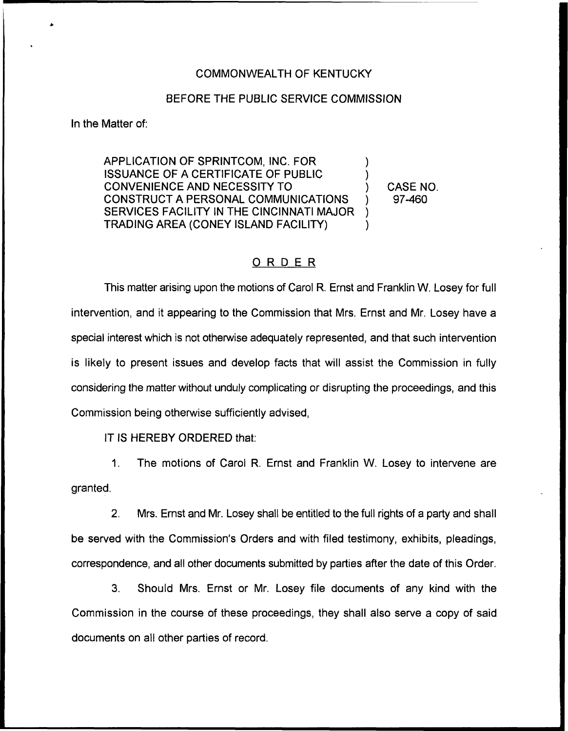COMMONWEALTH OF KENTUCKY

BEFORE THE PUBLIC SERVICE COMMISSION

In the Matter of:

APPLICATION OF SPRINTCOM, INC. FOR ISSUANCE OF A CERTIFICATE OF PUBLIC CONVENIENCE AND NECESSITY TO CONSTRUCT A PERSONAL COMMUNICATIONS SERVICES FACILITY IN THE CINCINNATI MAJOR TRADING AREA (CONEY ISLAND FACILITY) ) CASE NO. 97-460

# ORDER

This matter arising upon the motions of Carol R. Ernst and Franklin W. Losey for full intervention, and it appearing to the Commission that Mrs. Ernst and Mr. Losey have a special interest which is not otherwise adequately represented, and that such intervention is likely to present issues and develop facts that will assist the Commission in fully considering the matter without unduly complicating or disrupting the proceedings, and this Commission being otherwise sufficiently advised,

IT IS HEREBY ORDERED that:

1. The motions of Carol R. Ernst and Franklin W. Losey to intervene are granted.

2. Mrs. Ernst and Mr. Losey shall be entitled to the full rights of a party and shall be served with the Commission's Orders and with filed testimony, exhibits, pleadings, correspondence, and all other documents submitted by parties after the date of this Order.

3. Should Mrs. Ernst or Mr. Losey file documents of any kind with the Commission in the course of these proceedings, they shall also serve a copy of said documents on all other parties of record.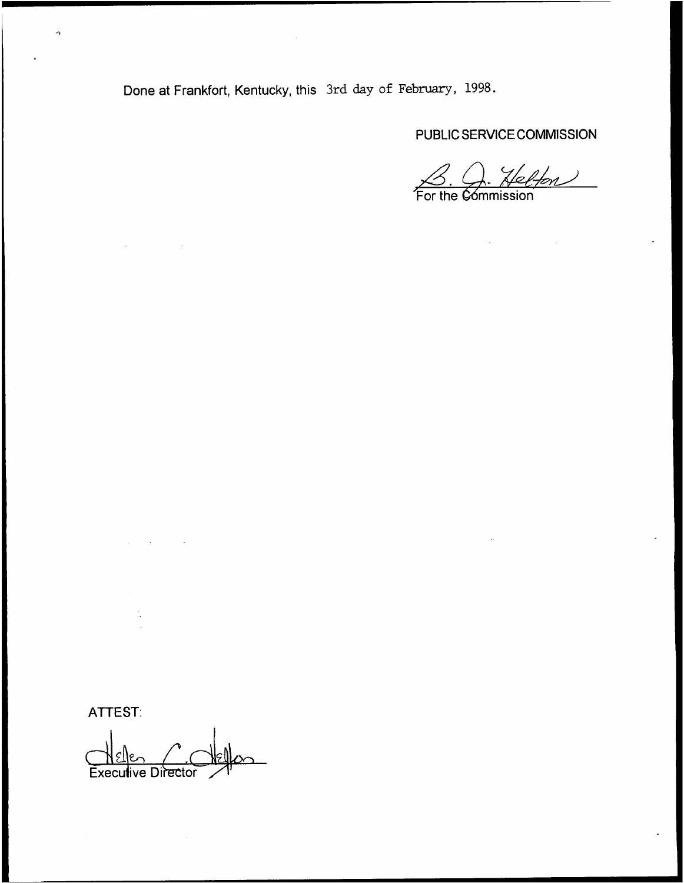Done at Frankfort, Kentucky, this 3rd day of February, 1998.

PUBLIC SERVICE COMMISSION

B. J. Helton

For the Commission

ATTEST:

Helen C. Helton

Executive Director